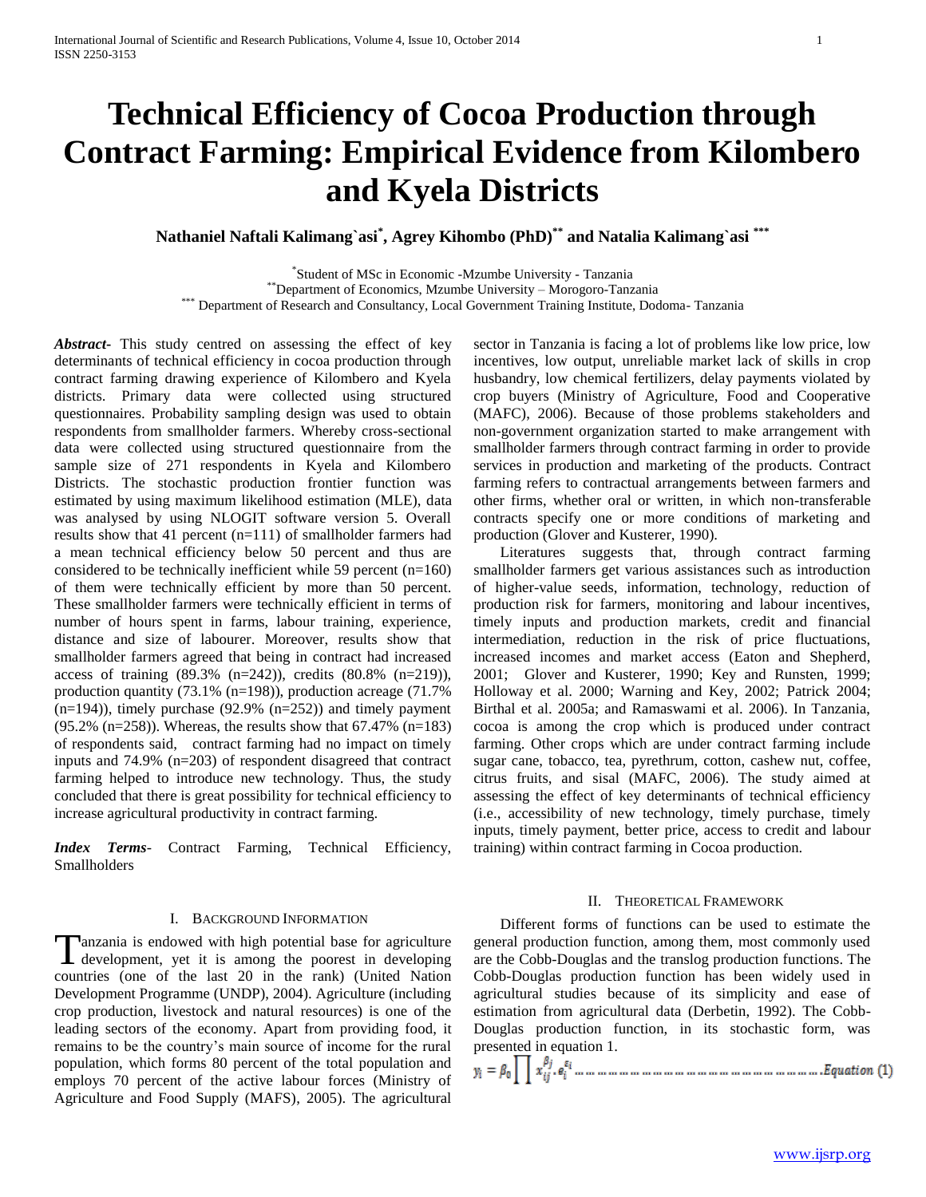# Technical Efficiency of Cocoa Production through Contract Farming: Empirical Evidence from Kilombero and Kyela Districts

**Nathaniel Naftali Kalimang`asi[*], Agrey Kihombo (PhD)[**] and Natalia Kalimang`asi [***]**

[*] Student of MSc in Economic -Mzumbe University - Tanzania
[**] Department of Economics, Mzumbe University – Morogoro-Tanzania
[***] Department of Research and Consultancy, Local Government Training Institute, Dodoma- Tanzania

***Abstract-*** This study centred on assessing the effect of key determinants of technical efficiency in cocoa production through contract farming drawing experience of Kilombero and Kyela districts. Primary data were collected using structured questionnaires. Probability sampling design was used to obtain respondents from smallholder farmers. Whereby cross-sectional data were collected using structured questionnaire from the sample size of 271 respondents in Kyela and Kilombero Districts. The stochastic production frontier function was estimated by using maximum likelihood estimation (MLE), data was analysed by using NLOGIT software version 5. Overall results show that 41 percent (n=111) of smallholder farmers had a mean technical efficiency below 50 percent and thus are considered to be technically inefficient while 59 percent (n=160) of them were technically efficient by more than 50 percent. These smallholder farmers were technically efficient in terms of number of hours spent in farms, labour training, experience, distance and size of labourer. Moreover, results show that smallholder farmers agreed that being in contract had increased access of training (89.3% (n=242)), credits (80.8% (n=219)), production quantity (73.1% (n=198)), production acreage (71.7% (n=194)), timely purchase (92.9% (n=252)) and timely payment (95.2% (n=258)). Whereas, the results show that 67.47% (n=183) of respondents said, contract farming had no impact on timely inputs and 74.9% (n=203) of respondent disagreed that contract farming helped to introduce new technology. Thus, the study concluded that there is great possibility for technical efficiency to increase agricultural productivity in contract farming.

***Index Terms-*** Contract Farming, Technical Efficiency, Smallholders

## I. Background Information

Tanzania is endowed with high potential base for agriculture development, yet it is among the poorest in developing countries (one of the last 20 in the rank) (United Nation Development Programme (UNDP), 2004). Agriculture (including crop production, livestock and natural resources) is one of the leading sectors of the economy. Apart from providing food, it remains to be the country's main source of income for the rural population, which forms 80 percent of the total population and employs 70 percent of the active labour forces (Ministry of Agriculture and Food Supply (MAFS), 2005). The agricultural sector in Tanzania is facing a lot of problems like low price, low incentives, low output, unreliable market lack of skills in crop husbandry, low chemical fertilizers, delay payments violated by crop buyers (Ministry of Agriculture, Food and Cooperative (MAFC), 2006). Because of those problems stakeholders and non-government organization started to make arrangement with smallholder farmers through contract farming in order to provide services in production and marketing of the products. Contract farming refers to contractual arrangements between farmers and other firms, whether oral or written, in which non-transferable contracts specify one or more conditions of marketing and production (Glover and Kusterer, 1990).

Literatures suggests that, through contract farming smallholder farmers get various assistances such as introduction of higher-value seeds, information, technology, reduction of production risk for farmers, monitoring and labour incentives, timely inputs and production markets, credit and financial intermediation, reduction in the risk of price fluctuations, increased incomes and market access (Eaton and Shepherd, 2001; Glover and Kusterer, 1990; Key and Runsten, 1999; Holloway et al. 2000; Warning and Key, 2002; Patrick 2004; Birthal et al. 2005a; and Ramaswami et al. 2006). In Tanzania, cocoa is among the crop which is produced under contract farming. Other crops which are under contract farming include sugar cane, tobacco, tea, pyrethrum, cotton, cashew nut, coffee, citrus fruits, and sisal (MAFC, 2006). The study aimed at assessing the effect of key determinants of technical efficiency (i.e., accessibility of new technology, timely purchase, timely inputs, timely payment, better price, access to credit and labour training) within contract farming in Cocoa production.

## II. Theoretical Framework

Different forms of functions can be used to estimate the general production function, among them, most commonly used are the Cobb-Douglas and the translog production functions. The Cobb-Douglas production function has been widely used in agricultural studies because of its simplicity and ease of estimation from agricultural data (Derbetin, 1992). The Cobb-Douglas production function, in its stochastic form, was presented in equation 1.

$$y_i = \beta_0 \prod x_{ij}^{\beta_j} . e_i^{\varepsilon_i} \quad \text{Equation (1)}$$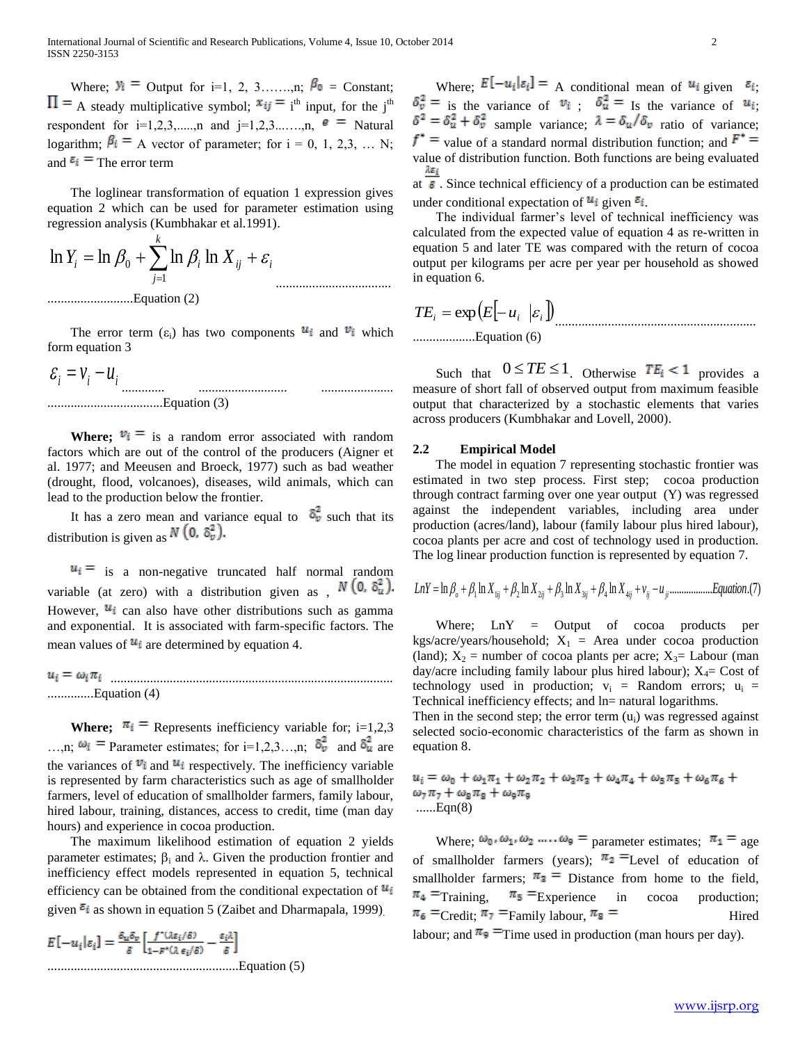Where; $y_i =$ Output for i=1, 2, 3……,n; $\beta_0$ = Constant; $\Pi =$ A steady multiplicative symbol; $x_{ij} =$ i[th] input, for the j[th] respondent for i=1,2,3,.....,n and j=1,2,3...…..,n, $e =$ Natural logarithm; $\beta_i =$ A vector of parameter; for i = 0, 1, 2,3, … N; and $\varepsilon_i =$ The error term

The loglinear transformation of equation 1 expression gives equation 2 which can be used for parameter estimation using regression analysis (Kumbhakar et al.1991).

$$\ln Y_i = \ln \beta_0 + \sum_{j=1}^{k} \ln \beta_i \ln X_{ij} + \varepsilon_i \quad \text{........Equation (2)}$$

The error term ($\varepsilon_i$) has two components $u_i$ and $v_i$ which form equation 3

$$\varepsilon_i = v_i - u_i \quad \text{........Equation (3)}$$

**Where;** $v_i =$ is a random error associated with random factors which are out of the control of the producers (Aigner et al. 1977; and Meeusen and Broeck, 1977) such as bad weather (drought, flood, volcanoes), diseases, wild animals, which can lead to the production below the frontier.

It has a zero mean and variance equal to $\delta_v^2$ such that its distribution is given as $N(0, \delta_v^2)$.

$u_i =$ is a non-negative truncated half normal random variable (at zero) with a distribution given as , $N(0, \delta_u^2)$. However, $u_i$ can also have other distributions such as gamma and exponential. It is associated with farm-specific factors. The mean values of $u_i$ are determined by equation 4.

$$u_i = \omega_i \pi_i \quad \text{........Equation (4)}$$

**Where;** $\pi_i =$ Represents inefficiency variable for; i=1,2,3 …,n; $\omega_i =$ Parameter estimates; for i=1,2,3…,n; $\delta_v^2$ and $\delta_u^2$ are the variances of $v_i$ and $u_i$ respectively. The inefficiency variable is represented by farm characteristics such as age of smallholder farmers, level of education of smallholder farmers, family labour, hired labour, training, distances, access to credit, time (man day hours) and experience in cocoa production.

The maximum likelihood estimation of equation 2 yields parameter estimates; $\beta_i$ and $\lambda$. Given the production frontier and inefficiency effect models represented in equation 5, technical efficiency can be obtained from the conditional expectation of $u_i$ given $\varepsilon_i$ as shown in equation 5 (Zaibet and Dharmapala, 1999).

$$E[-u_i|\varepsilon_i] = \frac{\delta_u \delta_v}{\delta}\left[\frac{f^*(\lambda \varepsilon_i/\delta)}{1-F^*(\lambda \varepsilon_i/\delta)} - \frac{\varepsilon_i \lambda}{\delta}\right] \quad \text{........Equation (5)}$$

Where; $E[-u_i|\varepsilon_i] =$ A conditional mean of $u_i$ given $\varepsilon_i$; $\delta_v^2 =$ is the variance of $v_i$ ; $\delta_u^2 =$ Is the variance of $u_i$; $\delta^2 = \delta_u^2 + \delta_v^2$ sample variance; $\lambda = \delta_u/\delta_v$ ratio of variance; $f^* =$ value of a standard normal distribution function; and $F^* =$ value of distribution function. Both functions are being evaluated at $\frac{\lambda \varepsilon_i}{\delta}$. Since technical efficiency of a production can be estimated under conditional expectation of $u_i$ given $\varepsilon_i$.

The individual farmer's level of technical inefficiency was calculated from the expected value of equation 4 as re-written in equation 5 and later TE was compared with the return of cocoa output per kilograms per acre per year per household as showed in equation 6.

$$TE_i = \exp\left(E[-u_i \, |\varepsilon_i]\right) \quad \text{........Equation (6)}$$

Such that $0 \le TE \le 1$. Otherwise $TE_i < 1$ provides a measure of short fall of observed output from maximum feasible output that characterized by a stochastic elements that varies across producers (Kumbhakar and Lovell, 2000).

## 2.2 Empirical Model

The model in equation 7 representing stochastic frontier was estimated in two step process. First step; cocoa production through contract farming over one year output (Y) was regressed against the independent variables, including area under production (acres/land), labour (family labour plus hired labour), cocoa plants per acre and cost of technology used in production. The log linear production function is represented by equation 7.

$$LnY = \ln \beta_o + \beta_1 \ln X_{1ij} + \beta_2 \ln X_{2ij} + \beta_3 \ln X_{3ij} + \beta_4 \ln X_{4ij} + v_{ij} - u_{ji} \quad \text{........Equation (7)}$$

Where; LnY = Output of cocoa products per kgs/acre/years/household; $X_1$ = Area under cocoa production (land); $X_2$ = number of cocoa plants per acre; $X_3$= Labour (man day/acre including family labour plus hired labour); $X_4$= Cost of technology used in production; $v_i$ = Random errors; $u_i$ = Technical inefficiency effects; and ln= natural logarithms.

Then in the second step; the error term ($u_i$) was regressed against selected socio-economic characteristics of the farm as shown in equation 8.

$$u_i = \omega_0 + \omega_1\pi_1 + \omega_2\pi_2 + \omega_3\pi_3 + \omega_4\pi_4 + \omega_5\pi_5 + \omega_6\pi_6 + \omega_7\pi_7 + \omega_8\pi_8 + \omega_9\pi_9 \quad \text{......Eqn(8)}$$

Where; $\omega_0, \omega_1, \omega_2 \ldots\ldots \omega_9 =$ parameter estimates; $\pi_1 =$ age of smallholder farmers (years); $\pi_2 =$Level of education of smallholder farmers; $\pi_3 =$ Distance from home to the field, $\pi_4 =$Training, $\pi_5 =$Experience in cocoa production; $\pi_6 =$Credit; $\pi_7 =$Family labour, $\pi_8 =$ Hired labour; and $\pi_9 =$Time used in production (man hours per day).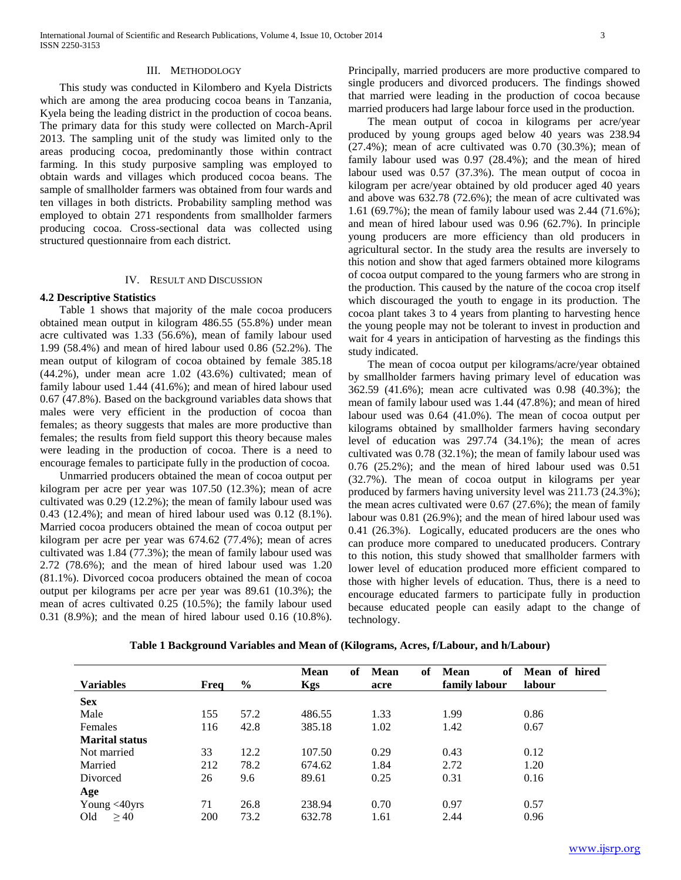## III. METHODOLOGY

This study was conducted in Kilombero and Kyela Districts which are among the area producing cocoa beans in Tanzania, Kyela being the leading district in the production of cocoa beans. The primary data for this study were collected on March-April 2013. The sampling unit of the study was limited only to the areas producing cocoa, predominantly those within contract farming. In this study purposive sampling was employed to obtain wards and villages which produced cocoa beans. The sample of smallholder farmers was obtained from four wards and ten villages in both districts. Probability sampling method was employed to obtain 271 respondents from smallholder farmers producing cocoa. Cross-sectional data was collected using structured questionnaire from each district.

## IV. RESULT AND DISCUSSION

### 4.2 Descriptive Statistics

Table 1 shows that majority of the male cocoa producers obtained mean output in kilogram 486.55 (55.8%) under mean acre cultivated was 1.33 (56.6%), mean of family labour used 1.99 (58.4%) and mean of hired labour used 0.86 (52.2%). The mean output of kilogram of cocoa obtained by female 385.18 (44.2%), under mean acre 1.02 (43.6%) cultivated; mean of family labour used 1.44 (41.6%); and mean of hired labour used 0.67 (47.8%). Based on the background variables data shows that males were very efficient in the production of cocoa than females; as theory suggests that males are more productive than females; the results from field support this theory because males were leading in the production of cocoa. There is a need to encourage females to participate fully in the production of cocoa.

Unmarried producers obtained the mean of cocoa output per kilogram per acre per year was 107.50 (12.3%); mean of acre cultivated was 0.29 (12.2%); the mean of family labour used was 0.43 (12.4%); and mean of hired labour used was 0.12 (8.1%). Married cocoa producers obtained the mean of cocoa output per kilogram per acre per year was 674.62 (77.4%); mean of acres cultivated was 1.84 (77.3%); the mean of family labour used was 2.72 (78.6%); and the mean of hired labour used was 1.20 (81.1%). Divorced cocoa producers obtained the mean of cocoa output per kilograms per acre per year was 89.61 (10.3%); the mean of acres cultivated 0.25 (10.5%); the family labour used 0.31 (8.9%); and the mean of hired labour used 0.16 (10.8%). Principally, married producers are more productive compared to single producers and divorced producers. The findings showed that married were leading in the production of cocoa because married producers had large labour force used in the production.

The mean output of cocoa in kilograms per acre/year produced by young groups aged below 40 years was 238.94 (27.4%); mean of acre cultivated was 0.70 (30.3%); mean of family labour used was 0.97 (28.4%); and the mean of hired labour used was 0.57 (37.3%). The mean output of cocoa in kilogram per acre/year obtained by old producer aged 40 years and above was 632.78 (72.6%); the mean of acre cultivated was 1.61 (69.7%); the mean of family labour used was 2.44 (71.6%); and mean of hired labour used was 0.96 (62.7%). In principle young producers are more efficiency than old producers in agricultural sector. In the study area the results are inversely to this notion and show that aged farmers obtained more kilograms of cocoa output compared to the young farmers who are strong in the production. This caused by the nature of the cocoa crop itself which discouraged the youth to engage in its production. The cocoa plant takes 3 to 4 years from planting to harvesting hence the young people may not be tolerant to invest in production and wait for 4 years in anticipation of harvesting as the findings this study indicated.

The mean of cocoa output per kilograms/acre/year obtained by smallholder farmers having primary level of education was 362.59 (41.6%); mean acre cultivated was 0.98 (40.3%); the mean of family labour used was 1.44 (47.8%); and mean of hired labour used was 0.64 (41.0%). The mean of cocoa output per kilograms obtained by smallholder farmers having secondary level of education was 297.74 (34.1%); the mean of acres cultivated was 0.78 (32.1%); the mean of family labour used was 0.76 (25.2%); and the mean of hired labour used was 0.51 (32.7%). The mean of cocoa output in kilograms per year produced by farmers having university level was 211.73 (24.3%); the mean acres cultivated were 0.67 (27.6%); the mean of family labour was 0.81 (26.9%); and the mean of hired labour used was 0.41 (26.3%). Logically, educated producers are the ones who can produce more compared to uneducated producers. Contrary to this notion, this study showed that smallholder farmers with lower level of education produced more efficient compared to those with higher levels of education. Thus, there is a need to encourage educated farmers to participate fully in production because educated people can easily adapt to the change of technology.

**Table 1 Background Variables and Mean of (Kilograms, Acres, f/Labour, and h/Labour)**

| Variables | Freq | % | Mean of Kgs | Mean of acre | Mean of family labour | Mean of hired labour |
|---|---|---|---|---|---|---|
| **Sex** | | | | | | |
| Male | 155 | 57.2 | 486.55 | 1.33 | 1.99 | 0.86 |
| Females | 116 | 42.8 | 385.18 | 1.02 | 1.42 | 0.67 |
| **Marital status** | | | | | | |
| Not married | 33 | 12.2 | 107.50 | 0.29 | 0.43 | 0.12 |
| Married | 212 | 78.2 | 674.62 | 1.84 | 2.72 | 1.20 |
| Divorced | 26 | 9.6 | 89.61 | 0.25 | 0.31 | 0.16 |
| **Age** | | | | | | |
| Young <40yrs | 71 | 26.8 | 238.94 | 0.70 | 0.97 | 0.57 |
| Old ≥ 40 | 200 | 73.2 | 632.78 | 1.61 | 2.44 | 0.96 |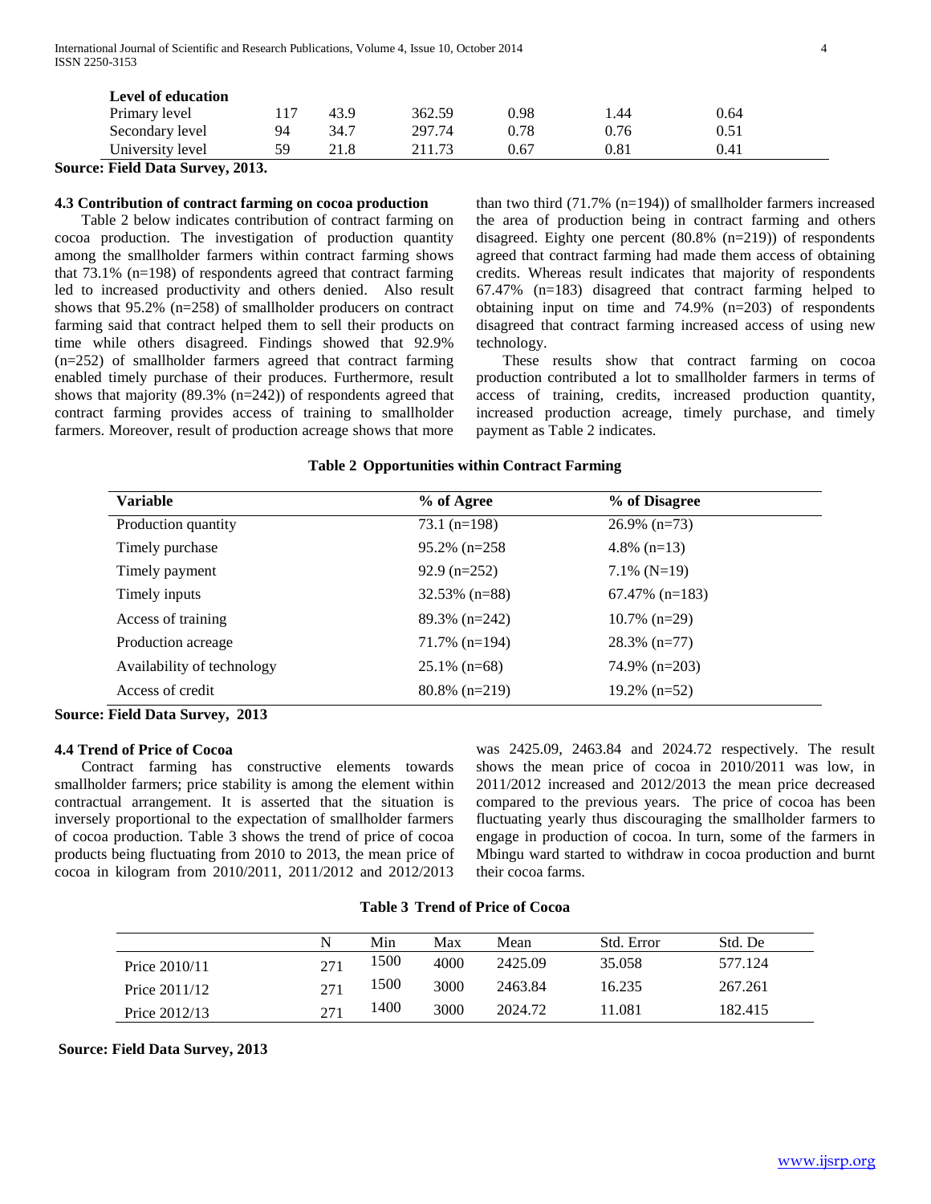| Level of education | | | | | | |
|---|---|---|---|---|---|---|
| Primary level | 117 | 43.9 | 362.59 | 0.98 | 1.44 | 0.64 |
| Secondary level | 94 | 34.7 | 297.74 | 0.78 | 0.76 | 0.51 |
| University level | 59 | 21.8 | 211.73 | 0.67 | 0.81 | 0.41 |

**Source: Field Data Survey, 2013.**

### 4.3 Contribution of contract farming on cocoa production

Table 2 below indicates contribution of contract farming on cocoa production. The investigation of production quantity among the smallholder farmers within contract farming shows that 73.1% (n=198) of respondents agreed that contract farming led to increased productivity and others denied. Also result shows that 95.2% (n=258) of smallholder producers on contract farming said that contract helped them to sell their products on time while others disagreed. Findings showed that 92.9% (n=252) of smallholder farmers agreed that contract farming enabled timely purchase of their produces. Furthermore, result shows that majority (89.3% (n=242)) of respondents agreed that contract farming provides access of training to smallholder farmers. Moreover, result of production acreage shows that more than two third (71.7% (n=194)) of smallholder farmers increased the area of production being in contract farming and others disagreed. Eighty one percent (80.8% (n=219)) of respondents agreed that contract farming had made them access of obtaining credits. Whereas result indicates that majority of respondents 67.47% (n=183) disagreed that contract farming helped to obtaining input on time and 74.9% (n=203) of respondents disagreed that contract farming increased access of using new technology.

These results show that contract farming on cocoa production contributed a lot to smallholder farmers in terms of access of training, credits, increased production quantity, increased production acreage, timely purchase, and timely payment as Table 2 indicates.

**Table 2 Opportunities within Contract Farming**

| Variable | % of Agree | % of Disagree |
|---|---|---|
| Production quantity | 73.1 (n=198) | 26.9% (n=73) |
| Timely purchase | 95.2% (n=258 | 4.8% (n=13) |
| Timely payment | 92.9 (n=252) | 7.1% (N=19) |
| Timely inputs | 32.53% (n=88) | 67.47% (n=183) |
| Access of training | 89.3% (n=242) | 10.7% (n=29) |
| Production acreage | 71.7% (n=194) | 28.3% (n=77) |
| Availability of technology | 25.1% (n=68) | 74.9% (n=203) |
| Access of credit | 80.8% (n=219) | 19.2% (n=52) |

**Source: Field Data Survey, 2013**

### 4.4 Trend of Price of Cocoa

Contract farming has constructive elements towards smallholder farmers; price stability is among the element within contractual arrangement. It is asserted that the situation is inversely proportional to the expectation of smallholder farmers of cocoa production. Table 3 shows the trend of price of cocoa products being fluctuating from 2010 to 2013, the mean price of cocoa in kilogram from 2010/2011, 2011/2012 and 2012/2013 was 2425.09, 2463.84 and 2024.72 respectively. The result shows the mean price of cocoa in 2010/2011 was low, in 2011/2012 increased and 2012/2013 the mean price decreased compared to the previous years. The price of cocoa has been fluctuating yearly thus discouraging the smallholder farmers to engage in production of cocoa. In turn, some of the farmers in Mbingu ward started to withdraw in cocoa production and burnt their cocoa farms.

**Table 3 Trend of Price of Cocoa**

| | N | Min | Max | Mean | Std. Error | Std. De |
|---|---|---|---|---|---|---|
| Price 2010/11 | 271 | 1500 | 4000 | 2425.09 | 35.058 | 577.124 |
| Price 2011/12 | 271 | 1500 | 3000 | 2463.84 | 16.235 | 267.261 |
| Price 2012/13 | 271 | 1400 | 3000 | 2024.72 | 11.081 | 182.415 |

**Source: Field Data Survey, 2013**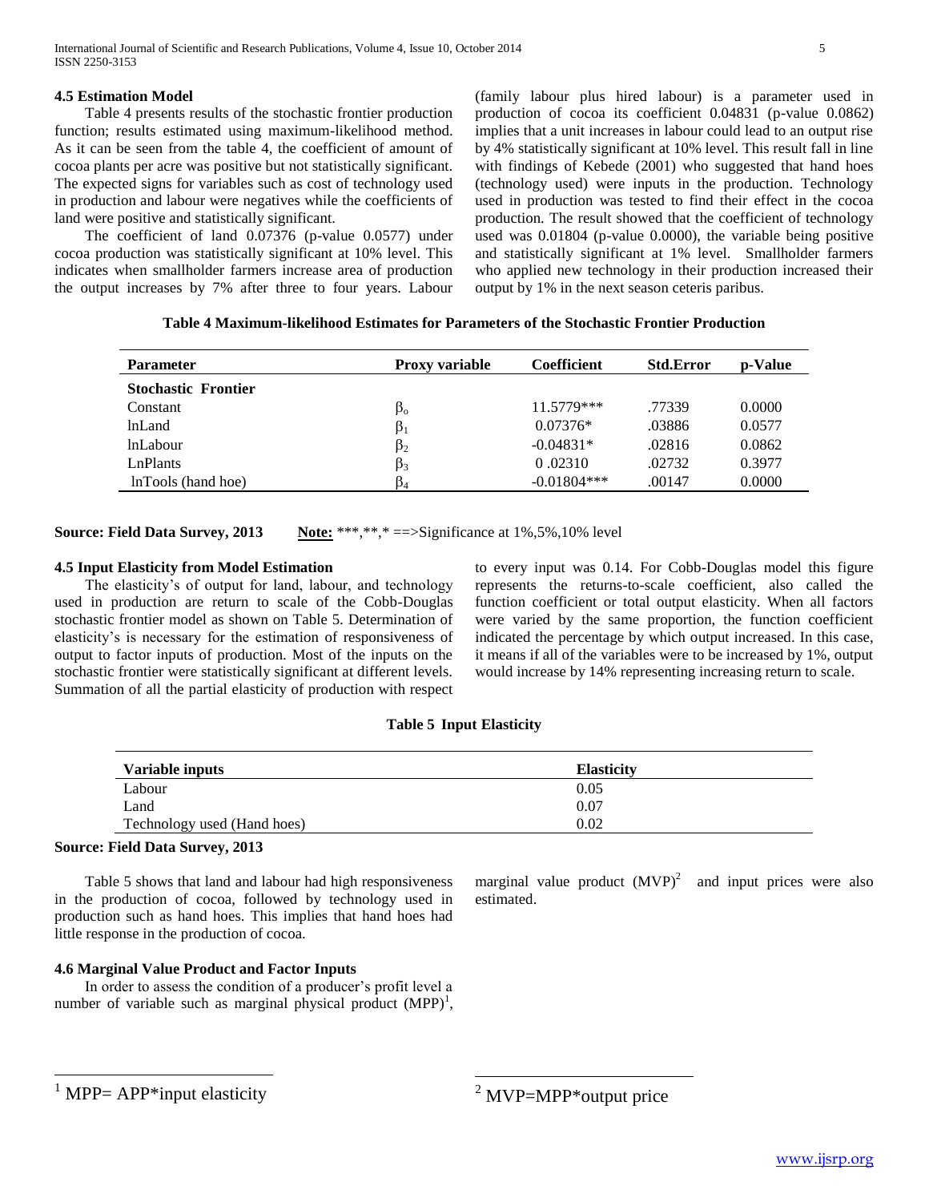### 4.5 Estimation Model

Table 4 presents results of the stochastic frontier production function; results estimated using maximum-likelihood method. As it can be seen from the table 4, the coefficient of amount of cocoa plants per acre was positive but not statistically significant. The expected signs for variables such as cost of technology used in production and labour were negatives while the coefficients of land were positive and statistically significant.

The coefficient of land 0.07376 (p-value 0.0577) under cocoa production was statistically significant at 10% level. This indicates when smallholder farmers increase area of production the output increases by 7% after three to four years. Labour (family labour plus hired labour) is a parameter used in production of cocoa its coefficient 0.04831 (p-value 0.0862) implies that a unit increases in labour could lead to an output rise by 4% statistically significant at 10% level. This result fall in line with findings of Kebede (2001) who suggested that hand hoes (technology used) were inputs in the production. Technology used in production was tested to find their effect in the cocoa production. The result showed that the coefficient of technology used was 0.01804 (p-value 0.0000), the variable being positive and statistically significant at 1% level. Smallholder farmers who applied new technology in their production increased their output by 1% in the next season ceteris paribus.

**Table 4 Maximum-likelihood Estimates for Parameters of the Stochastic Frontier Production**

| Parameter | Proxy variable | Coefficient | Std.Error | p-Value |
|---|---|---|---|---|
| **Stochastic Frontier** | | | | |
| Constant | $\beta_o$ | 11.5779*** | .77339 | 0.0000 |
| lnLand | $\beta_1$ | 0.07376* | .03886 | 0.0577 |
| lnLabour | $\beta_2$ | -0.04831* | .02816 | 0.0862 |
| LnPlants | $\beta_3$ | 0 .02310 | .02732 | 0.3977 |
| lnTools (hand hoe) | $\beta_4$ | -0.01804*** | .00147 | 0.0000 |

**Source: Field Data Survey, 2013** **Note:** ***,**,* ==>Significance at 1%,5%,10% level

### 4.5 Input Elasticity from Model Estimation

The elasticity's of output for land, labour, and technology used in production are return to scale of the Cobb-Douglas stochastic frontier model as shown on Table 5. Determination of elasticity's is necessary for the estimation of responsiveness of output to factor inputs of production. Most of the inputs on the stochastic frontier were statistically significant at different levels. Summation of all the partial elasticity of production with respect to every input was 0.14. For Cobb-Douglas model this figure represents the returns-to-scale coefficient, also called the function coefficient or total output elasticity. When all factors were varied by the same proportion, the function coefficient indicated the percentage by which output increased. In this case, it means if all of the variables were to be increased by 1%, output would increase by 14% representing increasing return to scale.

**Table 5 Input Elasticity**

| Variable inputs | Elasticity |
|---|---|
| Labour | 0.05 |
| Land | 0.07 |
| Technology used (Hand hoes) | 0.02 |

**Source: Field Data Survey, 2013**

Table 5 shows that land and labour had high responsiveness in the production of cocoa, followed by technology used in production such as hand hoes. This implies that hand hoes had little response in the production of cocoa.

### 4.6 Marginal Value Product and Factor Inputs

In order to assess the condition of a producer's profit level a number of variable such as marginal physical product (MPP)[1], marginal value product (MVP)[2] and input prices were also estimated.

[1] MPP= APP*input elasticity

[2] MVP=MPP*output price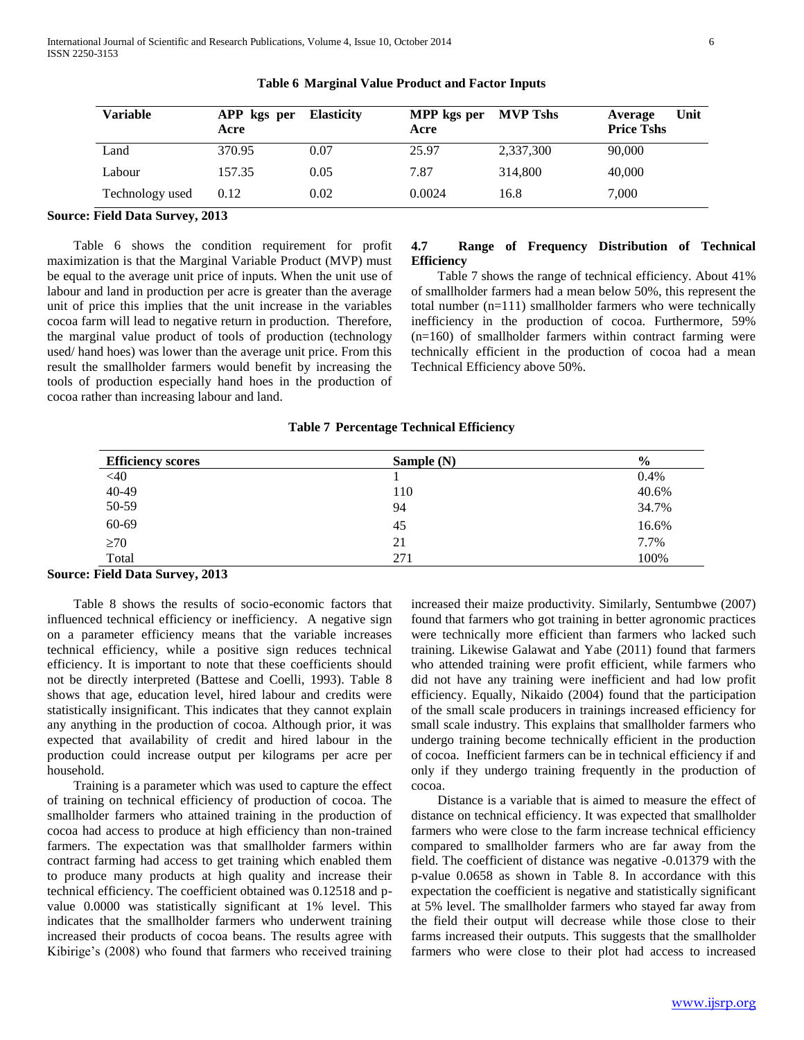**Table 6 Marginal Value Product and Factor Inputs**

| Variable | APP kgs per Acre | Elasticity | MPP kgs per Acre | MVP Tshs | Average Unit Price Tshs |
|---|---|---|---|---|---|
| Land | 370.95 | 0.07 | 25.97 | 2,337,300 | 90,000 |
| Labour | 157.35 | 0.05 | 7.87 | 314,800 | 40,000 |
| Technology used | 0.12 | 0.02 | 0.0024 | 16.8 | 7,000 |

**Source: Field Data Survey, 2013**

Table 6 shows the condition requirement for profit maximization is that the Marginal Variable Product (MVP) must be equal to the average unit price of inputs. When the unit use of labour and land in production per acre is greater than the average unit of price this implies that the unit increase in the variables cocoa farm will lead to negative return in production. Therefore, the marginal value product of tools of production (technology used/ hand hoes) was lower than the average unit price. From this result the smallholder farmers would benefit by increasing the tools of production especially hand hoes in the production of cocoa rather than increasing labour and land.

### 4.7 Range of Frequency Distribution of Technical Efficiency

Table 7 shows the range of technical efficiency. About 41% of smallholder farmers had a mean below 50%, this represent the total number (n=111) smallholder farmers who were technically inefficiency in the production of cocoa. Furthermore, 59% (n=160) of smallholder farmers within contract farming were technically efficient in the production of cocoa had a mean Technical Efficiency above 50%.

**Table 7 Percentage Technical Efficiency**

| Efficiency scores | Sample (N) | % |
|---|---|---|
| <40 | 1 | 0.4% |
| 40-49 | 110 | 40.6% |
| 50-59 | 94 | 34.7% |
| 60-69 | 45 | 16.6% |
| ≥70 | 21 | 7.7% |
| Total | 271 | 100% |

**Source: Field Data Survey, 2013**

Table 8 shows the results of socio-economic factors that influenced technical efficiency or inefficiency. A negative sign on a parameter efficiency means that the variable increases technical efficiency, while a positive sign reduces technical efficiency. It is important to note that these coefficients should not be directly interpreted (Battese and Coelli, 1993). Table 8 shows that age, education level, hired labour and credits were statistically insignificant. This indicates that they cannot explain any anything in the production of cocoa. Although prior, it was expected that availability of credit and hired labour in the production could increase output per kilograms per acre per household.

Training is a parameter which was used to capture the effect of training on technical efficiency of production of cocoa. The smallholder farmers who attained training in the production of cocoa had access to produce at high efficiency than non-trained farmers. The expectation was that smallholder farmers within contract farming had access to get training which enabled them to produce many products at high quality and increase their technical efficiency. The coefficient obtained was 0.12518 and p-value 0.0000 was statistically significant at 1% level. This indicates that the smallholder farmers who underwent training increased their products of cocoa beans. The results agree with Kibirige's (2008) who found that farmers who received training increased their maize productivity. Similarly, Sentumbwe (2007) found that farmers who got training in better agronomic practices were technically more efficient than farmers who lacked such training. Likewise Galawat and Yabe (2011) found that farmers who attended training were profit efficient, while farmers who did not have any training were inefficient and had low profit efficiency. Equally, Nikaido (2004) found that the participation of the small scale producers in trainings increased efficiency for small scale industry. This explains that smallholder farmers who undergo training become technically efficient in the production of cocoa. Inefficient farmers can be in technical efficiency if and only if they undergo training frequently in the production of cocoa.

Distance is a variable that is aimed to measure the effect of distance on technical efficiency. It was expected that smallholder farmers who were close to the farm increase technical efficiency compared to smallholder farmers who are far away from the field. The coefficient of distance was negative -0.01379 with the p-value 0.0658 as shown in Table 8. In accordance with this expectation the coefficient is negative and statistically significant at 5% level. The smallholder farmers who stayed far away from the field their output will decrease while those close to their farms increased their outputs. This suggests that the smallholder farmers who were close to their plot had access to increased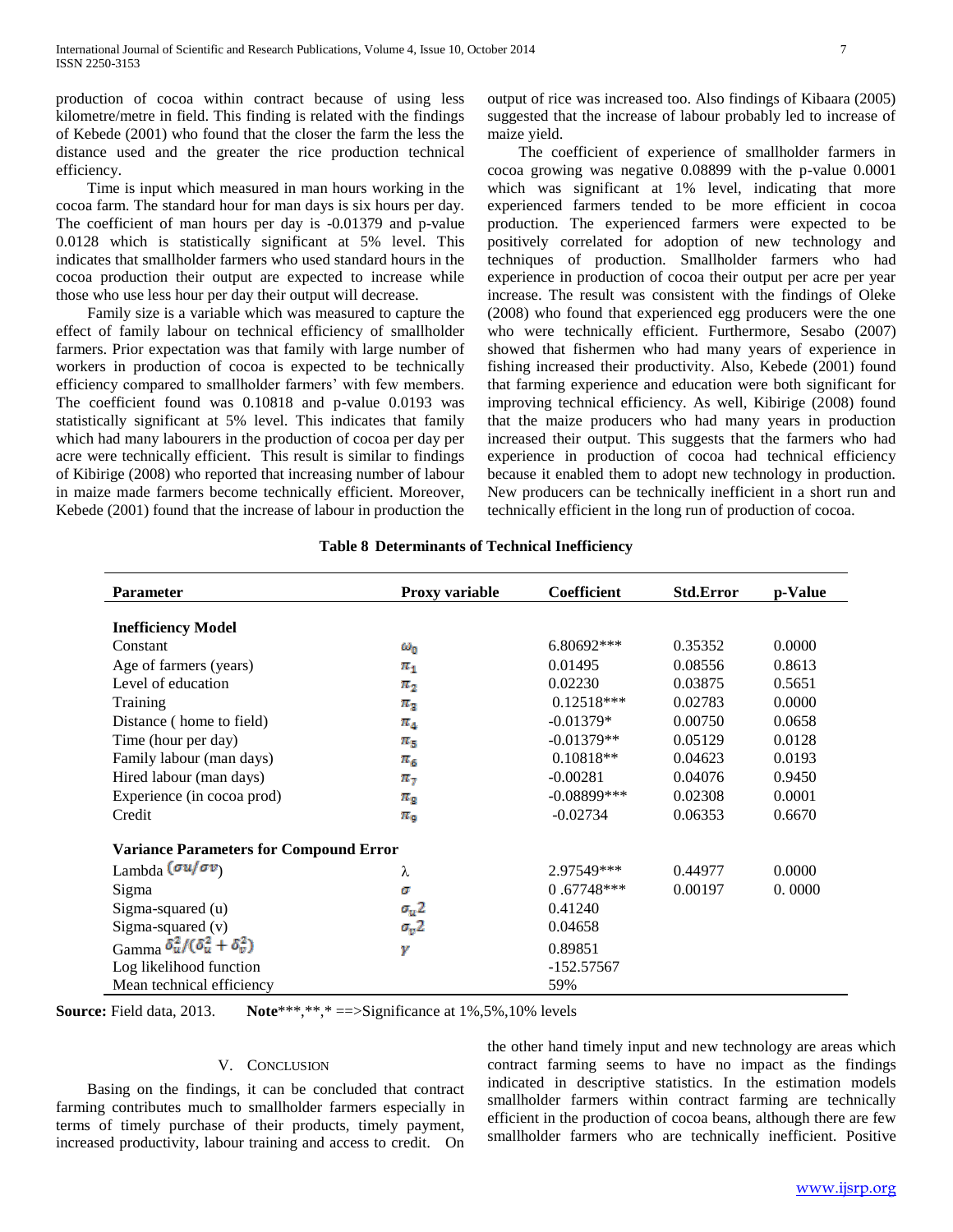production of cocoa within contract because of using less kilometre/metre in field. This finding is related with the findings of Kebede (2001) who found that the closer the farm the less the distance used and the greater the rice production technical efficiency.

Time is input which measured in man hours working in the cocoa farm. The standard hour for man days is six hours per day. The coefficient of man hours per day is -0.01379 and p-value 0.0128 which is statistically significant at 5% level. This indicates that smallholder farmers who used standard hours in the cocoa production their output are expected to increase while those who use less hour per day their output will decrease.

Family size is a variable which was measured to capture the effect of family labour on technical efficiency of smallholder farmers. Prior expectation was that family with large number of workers in production of cocoa is expected to be technically efficiency compared to smallholder farmers' with few members. The coefficient found was 0.10818 and p-value 0.0193 was statistically significant at 5% level. This indicates that family which had many labourers in the production of cocoa per day per acre were technically efficient. This result is similar to findings of Kibirige (2008) who reported that increasing number of labour in maize made farmers become technically efficient. Moreover, Kebede (2001) found that the increase of labour in production the output of rice was increased too. Also findings of Kibaara (2005) suggested that the increase of labour probably led to increase of maize yield.

The coefficient of experience of smallholder farmers in cocoa growing was negative 0.08899 with the p-value 0.0001 which was significant at 1% level, indicating that more experienced farmers tended to be more efficient in cocoa production. The experienced farmers were expected to be positively correlated for adoption of new technology and techniques of production. Smallholder farmers who had experience in production of cocoa their output per acre per year increase. The result was consistent with the findings of Oleke (2008) who found that experienced egg producers were the one who were technically efficient. Furthermore, Sesabo (2007) showed that fishermen who had many years of experience in fishing increased their productivity. Also, Kebede (2001) found that farming experience and education were both significant for improving technical efficiency. As well, Kibirige (2008) found that the maize producers who had many years in production increased their output. This suggests that the farmers who had experience in production of cocoa had technical efficiency because it enabled them to adopt new technology in production. New producers can be technically inefficient in a short run and technically efficient in the long run of production of cocoa.

**Table 8 Determinants of Technical Inefficiency**

| Parameter | Proxy variable | Coefficient | Std.Error | p-Value |
|---|---|---|---|---|
| **Inefficiency Model** | | | | |
| Constant | $\omega_0$ | 6.80692*** | 0.35352 | 0.0000 |
| Age of farmers (years) | $\pi_1$ | 0.01495 | 0.08556 | 0.8613 |
| Level of education | $\pi_2$ | 0.02230 | 0.03875 | 0.5651 |
| Training | $\pi_3$ | 0.12518*** | 0.02783 | 0.0000 |
| Distance ( home to field) | $\pi_4$ | -0.01379* | 0.00750 | 0.0658 |
| Time (hour per day) | $\pi_5$ | -0.01379** | 0.05129 | 0.0128 |
| Family labour (man days) | $\pi_6$ | 0.10818** | 0.04623 | 0.0193 |
| Hired labour (man days) | $\pi_7$ | -0.00281 | 0.04076 | 0.9450 |
| Experience (in cocoa prod) | $\pi_8$ | -0.08899*** | 0.02308 | 0.0001 |
| Credit | $\pi_9$ | -0.02734 | 0.06353 | 0.6670 |
| **Variance Parameters for Compound Error** | | | | |
| Lambda $(\sigma u/\sigma v)$ | $\lambda$ | 2.97549*** | 0.44977 | 0.0000 |
| Sigma | $\sigma$ | 0 .67748*** | 0.00197 | 0. 0000 |
| Sigma-squared (u) | $\sigma_u 2$ | 0.41240 | | |
| Sigma-squared (v) | $\sigma_v 2$ | 0.04658 | | |
| Gamma $\delta_u^2/(\delta_u^2 + \delta_v^2)$ | $\gamma$ | 0.89851 | | |
| Log likelihood function | | -152.57567 | | |
| Mean technical efficiency | | 59% | | |

**Source:** Field data, 2013. **Note**\*\*\*,\*\*,\* ==>Significance at 1%,5%,10% levels

## V. Conclusion

Basing on the findings, it can be concluded that contract farming contributes much to smallholder farmers especially in terms of timely purchase of their products, timely payment, increased productivity, labour training and access to credit. On the other hand timely input and new technology are areas which contract farming seems to have no impact as the findings indicated in descriptive statistics. In the estimation models smallholder farmers within contract farming are technically efficient in the production of cocoa beans, although there are few smallholder farmers who are technically inefficient. Positive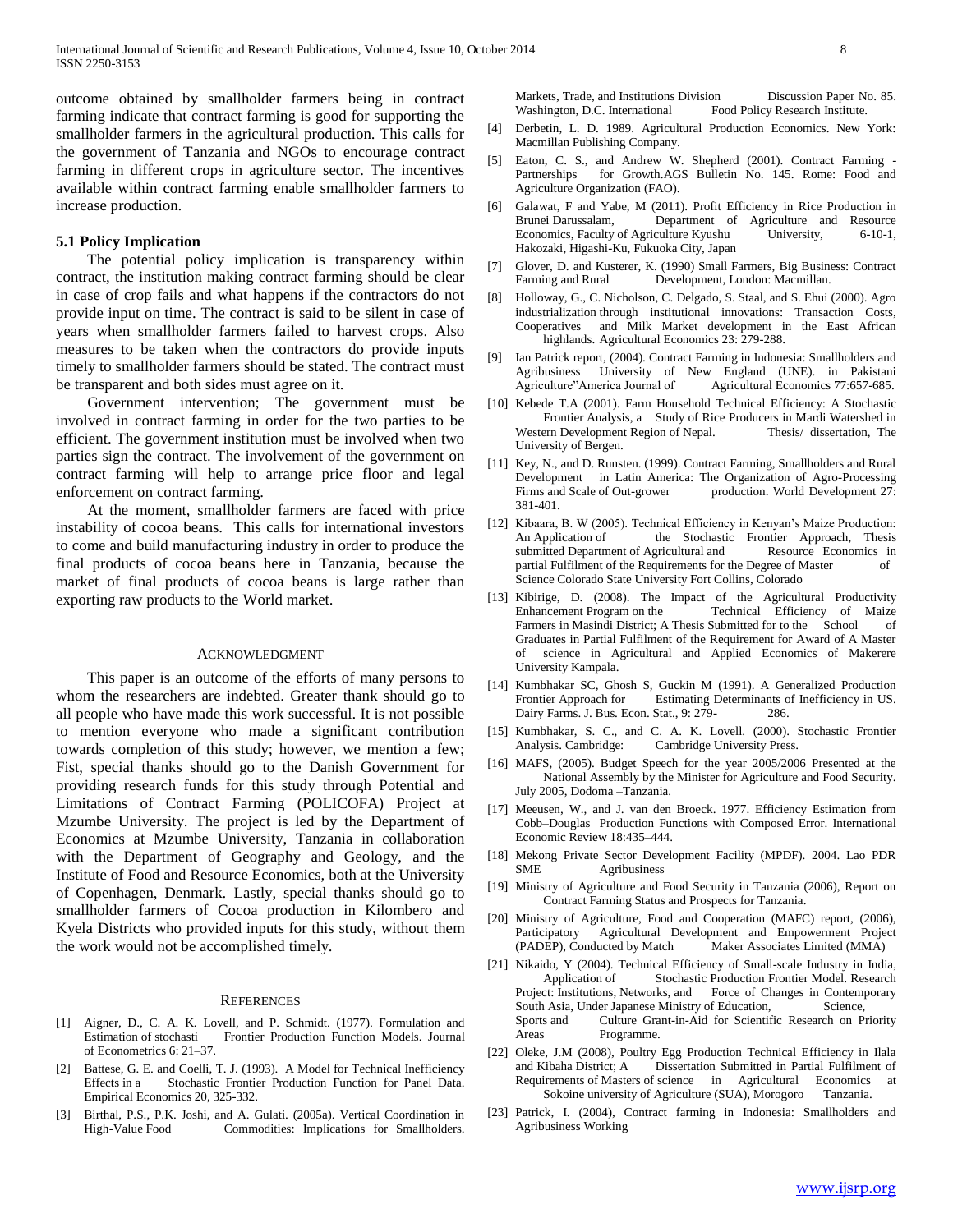outcome obtained by smallholder farmers being in contract farming indicate that contract farming is good for supporting the smallholder farmers in the agricultural production. This calls for the government of Tanzania and NGOs to encourage contract farming in different crops in agriculture sector. The incentives available within contract farming enable smallholder farmers to increase production.

### 5.1 Policy Implication

The potential policy implication is transparency within contract, the institution making contract farming should be clear in case of crop fails and what happens if the contractors do not provide input on time. The contract is said to be silent in case of years when smallholder farmers failed to harvest crops. Also measures to be taken when the contractors do provide inputs timely to smallholder farmers should be stated. The contract must be transparent and both sides must agree on it.

Government intervention; The government must be involved in contract farming in order for the two parties to be efficient. The government institution must be involved when two parties sign the contract. The involvement of the government on contract farming will help to arrange price floor and legal enforcement on contract farming.

At the moment, smallholder farmers are faced with price instability of cocoa beans. This calls for international investors to come and build manufacturing industry in order to produce the final products of cocoa beans here in Tanzania, because the market of final products of cocoa beans is large rather than exporting raw products to the World market.

## Acknowledgment

This paper is an outcome of the efforts of many persons to whom the researchers are indebted. Greater thank should go to all people who have made this work successful. It is not possible to mention everyone who made a significant contribution towards completion of this study; however, we mention a few; Fist, special thanks should go to the Danish Government for providing research funds for this study through Potential and Limitations of Contract Farming (POLICOFA) Project at Mzumbe University. The project is led by the Department of Economics at Mzumbe University, Tanzania in collaboration with the Department of Geography and Geology, and the Institute of Food and Resource Economics, both at the University of Copenhagen, Denmark. Lastly, special thanks should go to smallholder farmers of Cocoa production in Kilombero and Kyela Districts who provided inputs for this study, without them the work would not be accomplished timely.

## References

[1] Aigner, D., C. A. K. Lovell, and P. Schmidt. (1977). Formulation and Estimation of stochasti Frontier Production Function Models. Journal of Econometrics 6: 21–37.

[2] Battese, G. E. and Coelli, T. J. (1993). A Model for Technical Inefficiency Effects in a Stochastic Frontier Production Function for Panel Data. Empirical Economics 20, 325-332.

[3] Birthal, P.S., P.K. Joshi, and A. Gulati. (2005a). Vertical Coordination in High-Value Food Commodities: Implications for Smallholders. Markets, Trade, and Institutions Division Discussion Paper No. 85. Washington, D.C. International Food Policy Research Institute.

[4] Derbetin, L. D. 1989. Agricultural Production Economics. New York: Macmillan Publishing Company.

[5] Eaton, C. S., and Andrew W. Shepherd (2001). Contract Farming - Partnerships for Growth.AGS Bulletin No. 145. Rome: Food and Agriculture Organization (FAO).

[6] Galawat, F and Yabe, M (2011). Profit Efficiency in Rice Production in Brunei Darussalam, Department of Agriculture and Resource Economics, Faculty of Agriculture Kyushu University, 6-10-1, Hakozaki, Higashi-Ku, Fukuoka City, Japan

[7] Glover, D. and Kusterer, K. (1990) Small Farmers, Big Business: Contract Farming and Rural Development, London: Macmillan.

[8] Holloway, G., C. Nicholson, C. Delgado, S. Staal, and S. Ehui (2000). Agro industrialization through institutional innovations: Transaction Costs, Cooperatives and Milk Market development in the East African highlands. Agricultural Economics 23: 279-288.

[9] Ian Patrick report, (2004). Contract Farming in Indonesia: Smallholders and Agribusiness University of New England (UNE). in Pakistani Agriculture"America Journal of Agricultural Economics 77:657-685.

[10] Kebede T.A (2001). Farm Household Technical Efficiency: A Stochastic Frontier Analysis, a Study of Rice Producers in Mardi Watershed in Western Development Region of Nepal. Thesis/ dissertation, The University of Bergen.

[11] Key, N., and D. Runsten. (1999). Contract Farming, Smallholders and Rural Development in Latin America: The Organization of Agro-Processing Firms and Scale of Out-grower production. World Development 27: 381-401.

[12] Kibaara, B. W (2005). Technical Efficiency in Kenyan's Maize Production: An Application of the Stochastic Frontier Approach, Thesis submitted Department of Agricultural and Resource Economics in partial Fulfilment of the Requirements for the Degree of Master of Science Colorado State University Fort Collins, Colorado

[13] Kibirige, D. (2008). The Impact of the Agricultural Productivity Enhancement Program on the Technical Efficiency of Maize Farmers in Masindi District; A Thesis Submitted for to the School of Graduates in Partial Fulfilment of the Requirement for Award of A Master of science in Agricultural and Applied Economics of Makerere University Kampala.

[14] Kumbhakar SC, Ghosh S, Guckin M (1991). A Generalized Production Frontier Approach for Estimating Determinants of Inefficiency in US. Dairy Farms. J. Bus. Econ. Stat., 9: 279- 286.

[15] Kumbhakar, S. C., and C. A. K. Lovell. (2000). Stochastic Frontier Analysis. Cambridge: Cambridge University Press.

[16] MAFS, (2005). Budget Speech for the year 2005/2006 Presented at the National Assembly by the Minister for Agriculture and Food Security. July 2005, Dodoma –Tanzania.

[17] Meeusen, W., and J. van den Broeck. 1977. Efficiency Estimation from Cobb–Douglas Production Functions with Composed Error. International Economic Review 18:435–444.

[18] Mekong Private Sector Development Facility (MPDF). 2004. Lao PDR SME Agribusiness

[19] Ministry of Agriculture and Food Security in Tanzania (2006), Report on Contract Farming Status and Prospects for Tanzania.

[20] Ministry of Agriculture, Food and Cooperation (MAFC) report, (2006), Participatory Agricultural Development and Empowerment Project (PADEP), Conducted by Match Maker Associates Limited (MMA)

[21] Nikaido, Y (2004). Technical Efficiency of Small-scale Industry in India, Application of Stochastic Production Frontier Model. Research Project: Institutions, Networks, and Force of Changes in Contemporary South Asia, Under Japanese Ministry of Education, Science, Sports and Culture Grant-in-Aid for Scientific Research on Priority Areas Programme.

[22] Oleke, J.M (2008), Poultry Egg Production Technical Efficiency in Ilala and Kibaha District; A Dissertation Submitted in Partial Fulfilment of Requirements of Masters of science in Agricultural Economics at Sokoine university of Agriculture (SUA), Morogoro Tanzania.

[23] Patrick, I. (2004), Contract farming in Indonesia: Smallholders and Agribusiness Working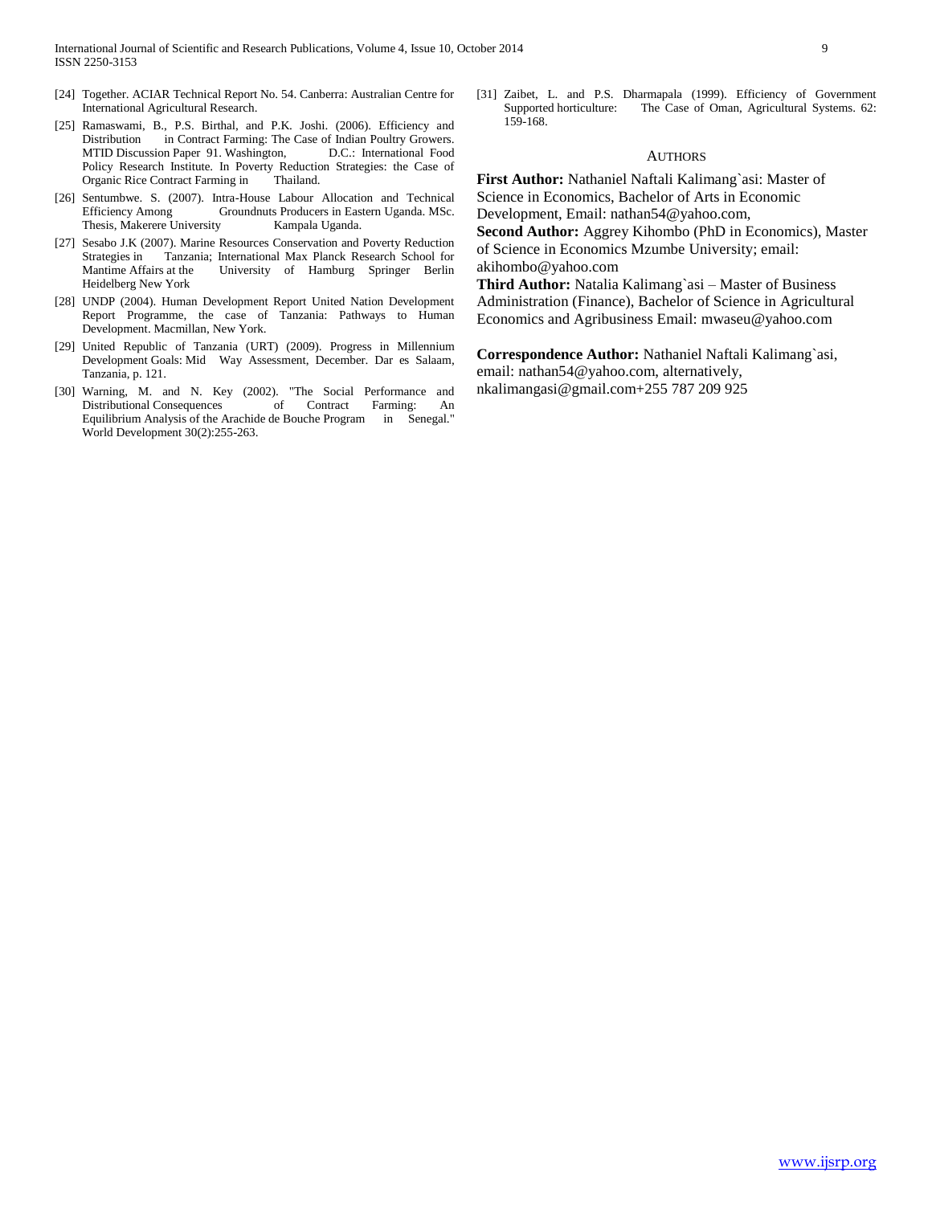[24] Together. ACIAR Technical Report No. 54. Canberra: Australian Centre for International Agricultural Research.

[25] Ramaswami, B., P.S. Birthal, and P.K. Joshi. (2006). Efficiency and Distribution in Contract Farming: The Case of Indian Poultry Growers. MTID Discussion Paper 91. Washington, D.C.: International Food Policy Research Institute. In Poverty Reduction Strategies: the Case of Organic Rice Contract Farming in Thailand.

[26] Sentumbwe. S. (2007). Intra-House Labour Allocation and Technical Efficiency Among Groundnuts Producers in Eastern Uganda. MSc. Thesis, Makerere University Kampala Uganda.

[27] Sesabo J.K (2007). Marine Resources Conservation and Poverty Reduction Strategies in Tanzania; International Max Planck Research School for Mantime Affairs at the University of Hamburg Springer Berlin Heidelberg New York

[28] UNDP (2004). Human Development Report United Nation Development Report Programme, the case of Tanzania: Pathways to Human Development. Macmillan, New York.

[29] United Republic of Tanzania (URT) (2009). Progress in Millennium Development Goals: Mid Way Assessment, December. Dar es Salaam, Tanzania, p. 121.

[30] Warning, M. and N. Key (2002). "The Social Performance and Distributional Consequences of Contract Farming: An Equilibrium Analysis of the Arachide de Bouche Program in Senegal." World Development 30(2):255-263.

[31] Zaibet, L. and P.S. Dharmapala (1999). Efficiency of Government Supported horticulture: The Case of Oman, Agricultural Systems. 62: 159-168.

## AUTHORS

**First Author:** Nathaniel Naftali Kalimang`asi: Master of Science in Economics, Bachelor of Arts in Economic Development, Email: nathan54@yahoo.com,

**Second Author:** Aggrey Kihombo (PhD in Economics), Master of Science in Economics Mzumbe University; email: akihombo@yahoo.com

**Third Author:** Natalia Kalimang`asi – Master of Business Administration (Finance), Bachelor of Science in Agricultural Economics and Agribusiness Email: mwaseu@yahoo.com

**Correspondence Author:** Nathaniel Naftali Kalimang`asi, email: nathan54@yahoo.com, alternatively, nkalimangasi@gmail.com+255 787 209 925